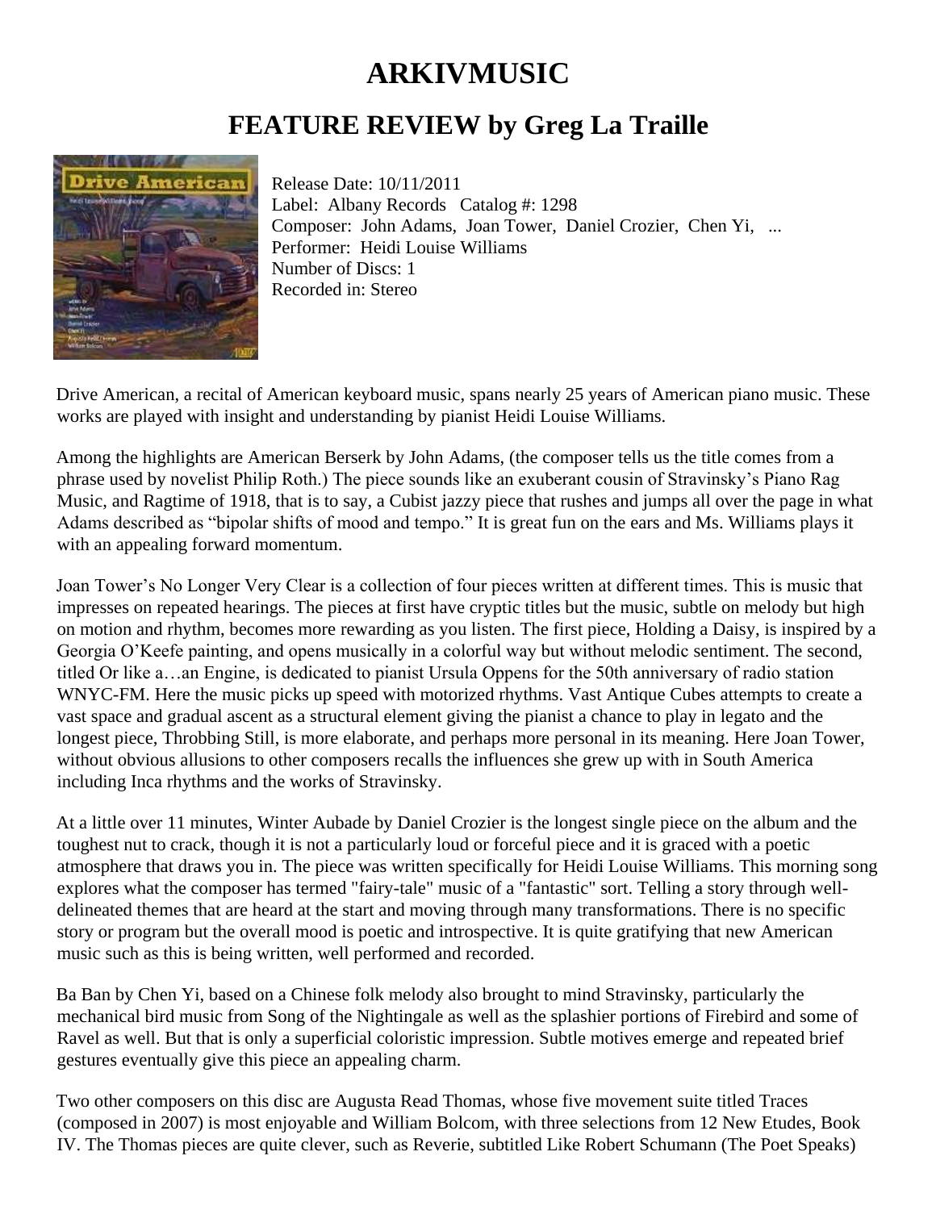# ARKIVMUSIC

## FEATURE REVIEW by Greg La Traille

Release Date: 10/11/2011
Label: Albany Records Catalog #: 1298
Composer: John Adams, Joan Tower, Daniel Crozier, Chen Yi, ...
Performer: Heidi Louise Williams
Number of Discs: 1
Recorded in: Stereo

Drive American, a recital of American keyboard music, spans nearly 25 years of American piano music. These works are played with insight and understanding by pianist Heidi Louise Williams.

Among the highlights are American Berserk by John Adams, (the composer tells us the title comes from a phrase used by novelist Philip Roth.) The piece sounds like an exuberant cousin of Stravinsky's Piano Rag Music, and Ragtime of 1918, that is to say, a Cubist jazzy piece that rushes and jumps all over the page in what Adams described as "bipolar shifts of mood and tempo." It is great fun on the ears and Ms. Williams plays it with an appealing forward momentum.

Joan Tower's No Longer Very Clear is a collection of four pieces written at different times. This is music that impresses on repeated hearings. The pieces at first have cryptic titles but the music, subtle on melody but high on motion and rhythm, becomes more rewarding as you listen. The first piece, Holding a Daisy, is inspired by a Georgia O'Keefe painting, and opens musically in a colorful way but without melodic sentiment. The second, titled Or like a…an Engine, is dedicated to pianist Ursula Oppens for the 50th anniversary of radio station WNYC-FM. Here the music picks up speed with motorized rhythms. Vast Antique Cubes attempts to create a vast space and gradual ascent as a structural element giving the pianist a chance to play in legato and the longest piece, Throbbing Still, is more elaborate, and perhaps more personal in its meaning. Here Joan Tower, without obvious allusions to other composers recalls the influences she grew up with in South America including Inca rhythms and the works of Stravinsky.

At a little over 11 minutes, Winter Aubade by Daniel Crozier is the longest single piece on the album and the toughest nut to crack, though it is not a particularly loud or forceful piece and it is graced with a poetic atmosphere that draws you in. The piece was written specifically for Heidi Louise Williams. This morning song explores what the composer has termed "fairy-tale" music of a "fantastic" sort. Telling a story through well-delineated themes that are heard at the start and moving through many transformations. There is no specific story or program but the overall mood is poetic and introspective. It is quite gratifying that new American music such as this is being written, well performed and recorded.

Ba Ban by Chen Yi, based on a Chinese folk melody also brought to mind Stravinsky, particularly the mechanical bird music from Song of the Nightingale as well as the splashier portions of Firebird and some of Ravel as well. But that is only a superficial coloristic impression. Subtle motives emerge and repeated brief gestures eventually give this piece an appealing charm.

Two other composers on this disc are Augusta Read Thomas, whose five movement suite titled Traces (composed in 2007) is most enjoyable and William Bolcom, with three selections from 12 New Etudes, Book IV. The Thomas pieces are quite clever, such as Reverie, subtitled Like Robert Schumann (The Poet Speaks)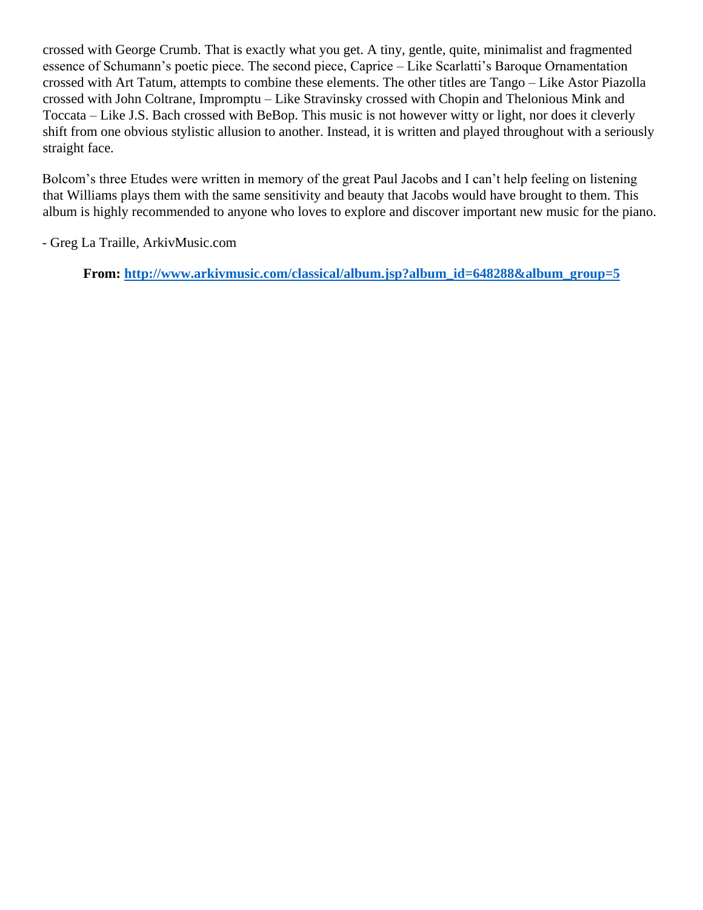crossed with George Crumb. That is exactly what you get. A tiny, gentle, quite, minimalist and fragmented essence of Schumann's poetic piece. The second piece, Caprice – Like Scarlatti's Baroque Ornamentation crossed with Art Tatum, attempts to combine these elements. The other titles are Tango – Like Astor Piazolla crossed with John Coltrane, Impromptu – Like Stravinsky crossed with Chopin and Thelonious Mink and Toccata – Like J.S. Bach crossed with BeBop. This music is not however witty or light, nor does it cleverly shift from one obvious stylistic allusion to another. Instead, it is written and played throughout with a seriously straight face.

Bolcom's three Etudes were written in memory of the great Paul Jacobs and I can't help feeling on listening that Williams plays them with the same sensitivity and beauty that Jacobs would have brought to them. This album is highly recommended to anyone who loves to explore and discover important new music for the piano.

- Greg La Traille, ArkivMusic.com

**From: [http://www.arkivmusic.com/classical/album.jsp?album_id=648288&album_group=5](http://www.arkivmusic.com/classical/album.jsp?album_id=648288&album_group=5)**